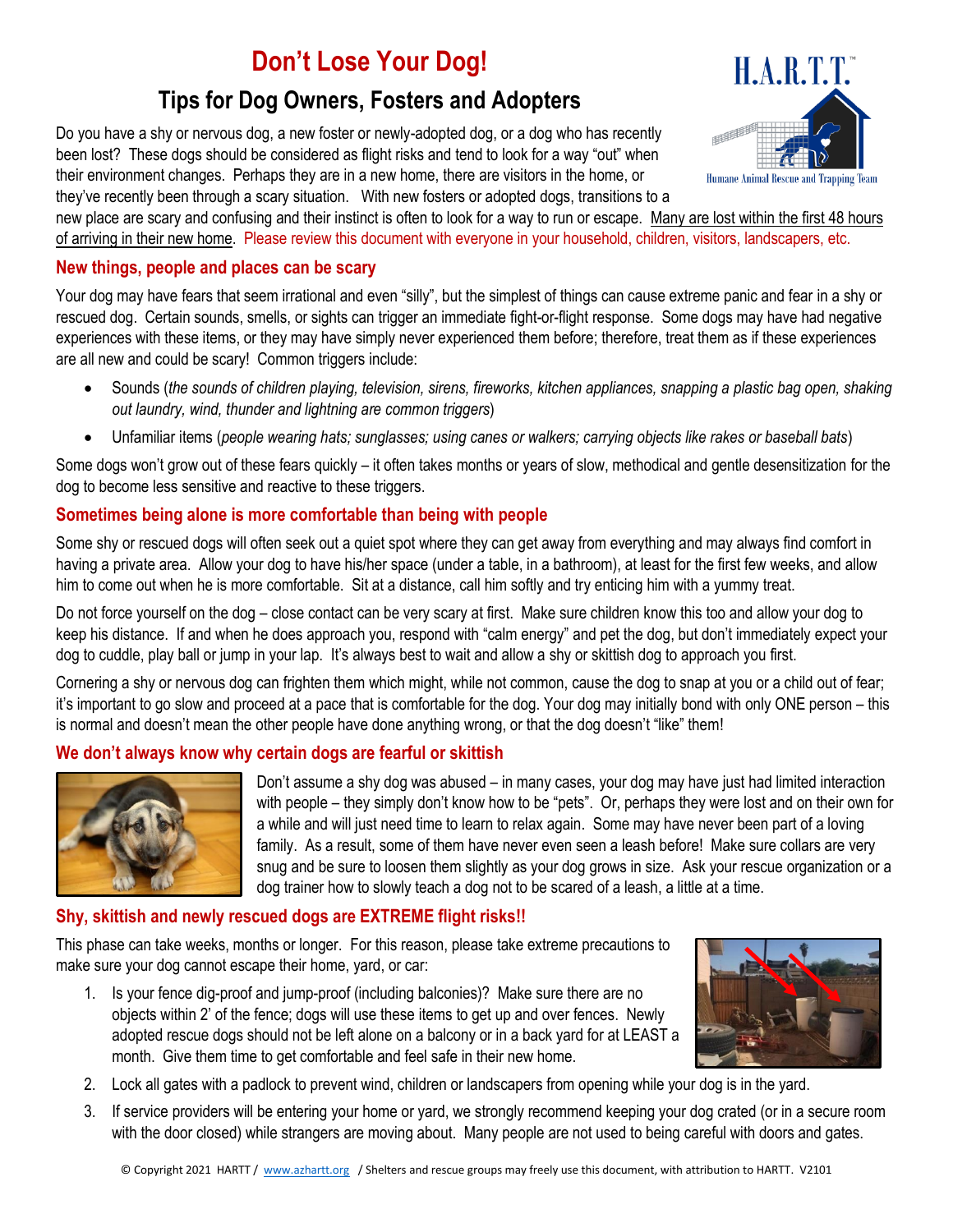# Don't Lose Your Dog!

## Tips for Dog Owners, Fosters and Adopters

Do you have a shy or nervous dog, a new foster or newly-adopted dog, or a dog who has recently been lost? These dogs should be considered as flight risks and tend to look for a way "out" when their environment changes. Perhaps they are in a new home, there are visitors in the home, or they've recently been through a scary situation. With new fosters or adopted dogs, transitions to a new place are scary and confusing and their instinct is often to look for a way to run or escape. Many are lost within the first 48 hours of arriving in their new home. Please review this document with everyone in your household, children, visitors, landscapers, etc.

### New things, people and places can be scary

Your dog may have fears that seem irrational and even "silly", but the simplest of things can cause extreme panic and fear in a shy or rescued dog. Certain sounds, smells, or sights can trigger an immediate fight-or-flight response. Some dogs may have had negative experiences with these items, or they may have simply never experienced them before; therefore, treat them as if these experiences are all new and could be scary! Common triggers include:

- Sounds (*the sounds of children playing, television, sirens, fireworks, kitchen appliances, snapping a plastic bag open, shaking out laundry, wind, thunder and lightning are common triggers*)
- Unfamiliar items (*people wearing hats; sunglasses; using canes or walkers; carrying objects like rakes or baseball bats*)

Some dogs won't grow out of these fears quickly – it often takes months or years of slow, methodical and gentle desensitization for the dog to become less sensitive and reactive to these triggers.

### Sometimes being alone is more comfortable than being with people

Some shy or rescued dogs will often seek out a quiet spot where they can get away from everything and may always find comfort in having a private area. Allow your dog to have his/her space (under a table, in a bathroom), at least for the first few weeks, and allow him to come out when he is more comfortable. Sit at a distance, call him softly and try enticing him with a yummy treat.

Do not force yourself on the dog – close contact can be very scary at first. Make sure children know this too and allow your dog to keep his distance. If and when he does approach you, respond with "calm energy" and pet the dog, but don't immediately expect your dog to cuddle, play ball or jump in your lap. It's always best to wait and allow a shy or skittish dog to approach you first.

Cornering a shy or nervous dog can frighten them which might, while not common, cause the dog to snap at you or a child out of fear; it's important to go slow and proceed at a pace that is comfortable for the dog. Your dog may initially bond with only ONE person – this is normal and doesn't mean the other people have done anything wrong, or that the dog doesn't "like" them!

### We don't always know why certain dogs are fearful or skittish

Don't assume a shy dog was abused – in many cases, your dog may have just had limited interaction with people – they simply don't know how to be "pets". Or, perhaps they were lost and on their own for a while and will just need time to learn to relax again. Some may have never been part of a loving family. As a result, some of them have never even seen a leash before! Make sure collars are very snug and be sure to loosen them slightly as your dog grows in size. Ask your rescue organization or a dog trainer how to slowly teach a dog not to be scared of a leash, a little at a time.

### Shy, skittish and newly rescued dogs are EXTREME flight risks!!

This phase can take weeks, months or longer. For this reason, please take extreme precautions to make sure your dog cannot escape their home, yard, or car:

1. Is your fence dig-proof and jump-proof (including balconies)? Make sure there are no objects within 2' of the fence; dogs will use these items to get up and over fences. Newly adopted rescue dogs should not be left alone on a balcony or in a back yard for at LEAST a month. Give them time to get comfortable and feel safe in their new home.
2. Lock all gates with a padlock to prevent wind, children or landscapers from opening while your dog is in the yard.
3. If service providers will be entering your home or yard, we strongly recommend keeping your dog crated (or in a secure room with the door closed) while strangers are moving about. Many people are not used to being careful with doors and gates.

© Copyright 2021 HARTT / www.azhartt.org / Shelters and rescue groups may freely use this document, with attribution to HARTT. V2101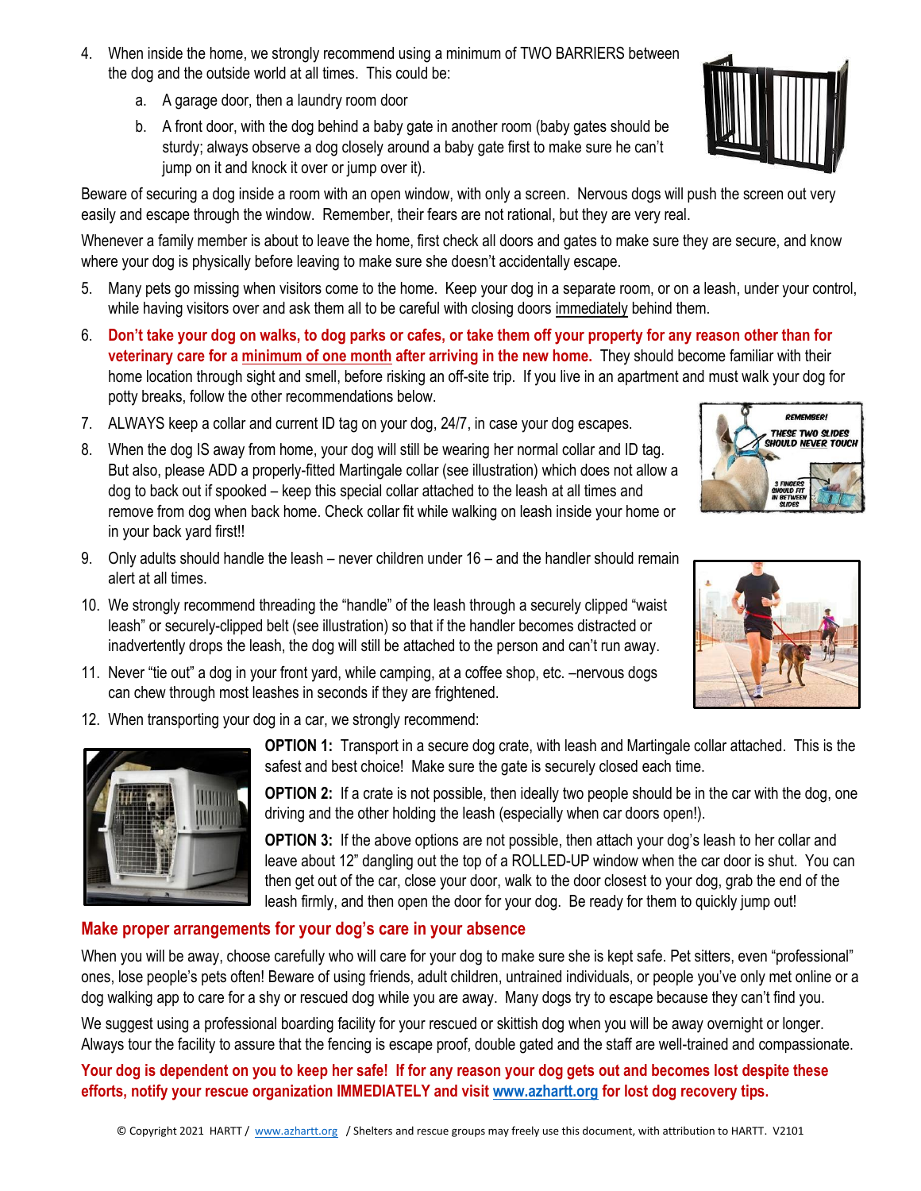4. When inside the home, we strongly recommend using a minimum of TWO BARRIERS between the dog and the outside world at all times. This could be:
   a. A garage door, then a laundry room door
   b. A front door, with the dog behind a baby gate in another room (baby gates should be sturdy; always observe a dog closely around a baby gate first to make sure he can't jump on it and knock it over or jump over it).

Beware of securing a dog inside a room with an open window, with only a screen. Nervous dogs will push the screen out very easily and escape through the window. Remember, their fears are not rational, but they are very real.

Whenever a family member is about to leave the home, first check all doors and gates to make sure they are secure, and know where your dog is physically before leaving to make sure she doesn't accidentally escape.

5. Many pets go missing when visitors come to the home. Keep your dog in a separate room, or on a leash, under your control, while having visitors over and ask them all to be careful with closing doors immediately behind them.
6. **Don't take your dog on walks, to dog parks or cafes, or take them off your property for any reason other than for veterinary care for a minimum of one month after arriving in the new home.** They should become familiar with their home location through sight and smell, before risking an off-site trip. If you live in an apartment and must walk your dog for potty breaks, follow the other recommendations below.
7. ALWAYS keep a collar and current ID tag on your dog, 24/7, in case your dog escapes.
8. When the dog IS away from home, your dog will still be wearing her normal collar and ID tag. But also, please ADD a properly-fitted Martingale collar (see illustration) which does not allow a dog to back out if spooked – keep this special collar attached to the leash at all times and remove from dog when back home. Check collar fit while walking on leash inside your home or in your back yard first!!
9. Only adults should handle the leash – never children under 16 – and the handler should remain alert at all times.
10. We strongly recommend threading the "handle" of the leash through a securely clipped "waist leash" or securely-clipped belt (see illustration) so that if the handler becomes distracted or inadvertently drops the leash, the dog will still be attached to the person and can't run away.
11. Never "tie out" a dog in your front yard, while camping, at a coffee shop, etc. –nervous dogs can chew through most leashes in seconds if they are frightened.
12. When transporting your dog in a car, we strongly recommend:

**OPTION 1:** Transport in a secure dog crate, with leash and Martingale collar attached. This is the safest and best choice! Make sure the gate is securely closed each time.

**OPTION 2:** If a crate is not possible, then ideally two people should be in the car with the dog, one driving and the other holding the leash (especially when car doors open!).

**OPTION 3:** If the above options are not possible, then attach your dog's leash to her collar and leave about 12" dangling out the top of a ROLLED-UP window when the car door is shut. You can then get out of the car, close your door, walk to the door closest to your dog, grab the end of the leash firmly, and then open the door for your dog. Be ready for them to quickly jump out!

## Make proper arrangements for your dog's care in your absence

When you will be away, choose carefully who will care for your dog to make sure she is kept safe. Pet sitters, even "professional" ones, lose people's pets often! Beware of using friends, adult children, untrained individuals, or people you've only met online or a dog walking app to care for a shy or rescued dog while you are away. Many dogs try to escape because they can't find you.

We suggest using a professional boarding facility for your rescued or skittish dog when you will be away overnight or longer. Always tour the facility to assure that the fencing is escape proof, double gated and the staff are well-trained and compassionate.

**Your dog is dependent on you to keep her safe! If for any reason your dog gets out and becomes lost despite these efforts, notify your rescue organization IMMEDIATELY and visit www.azhartt.org for lost dog recovery tips.**

© Copyright 2021 HARTT / www.azhartt.org / Shelters and rescue groups may freely use this document, with attribution to HARTT. V2101